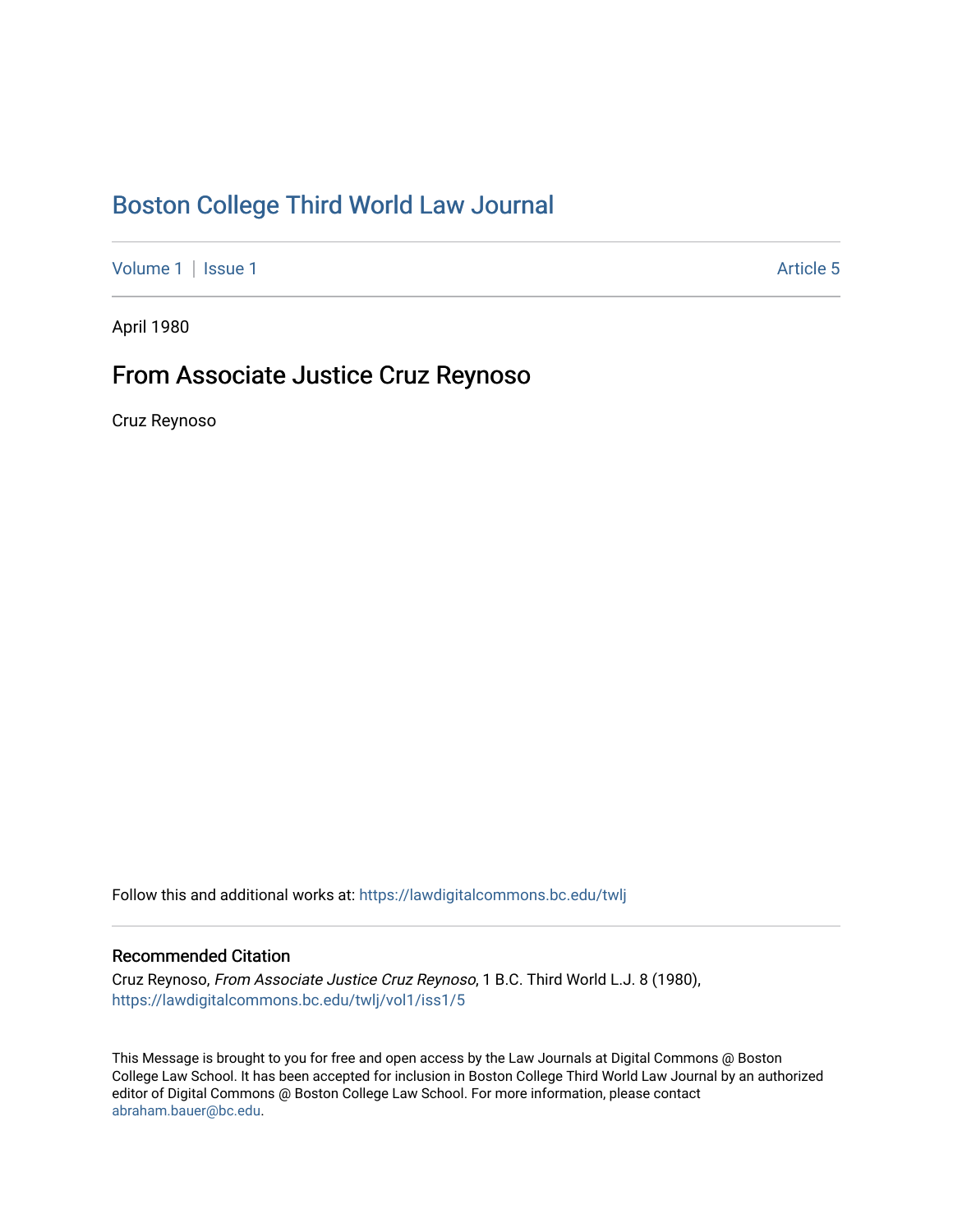# Boston College Third World Law Journal

Volume 1 | Issue 1 Article 5

April 1980

## From Associate Justice Cruz Reynoso

Cruz Reynoso

Follow this and additional works at: https://lawdigitalcommons.bc.edu/twlj

### Recommended Citation

Cruz Reynoso, *From Associate Justice Cruz Reynoso*, 1 B.C. Third World L.J. 8 (1980), https://lawdigitalcommons.bc.edu/twlj/vol1/iss1/5

This Message is brought to you for free and open access by the Law Journals at Digital Commons @ Boston College Law School. It has been accepted for inclusion in Boston College Third World Law Journal by an authorized editor of Digital Commons @ Boston College Law School. For more information, please contact abraham.bauer@bc.edu.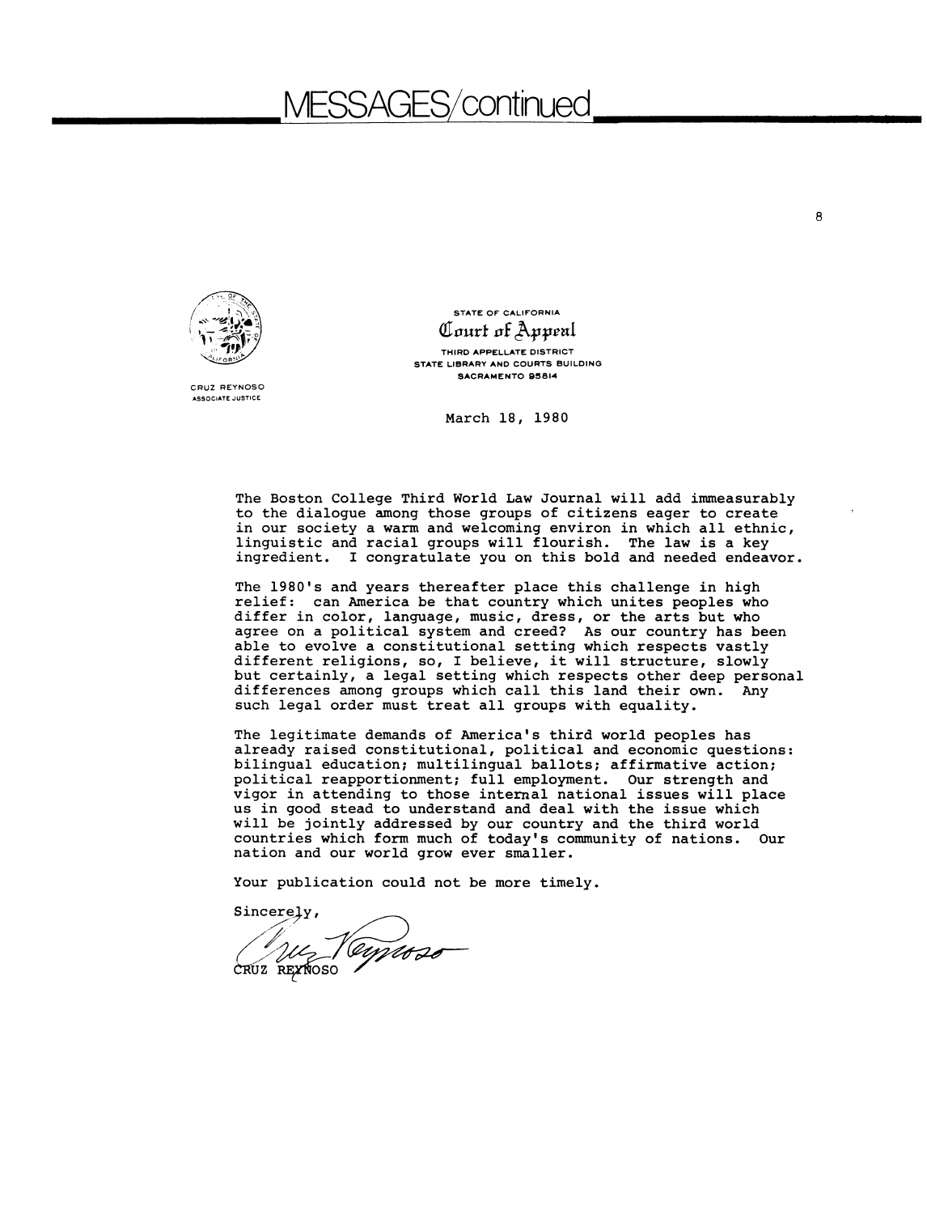# MESSAGES/continued

CRUZ REYNOSO
ASSOCIATE JUSTICE

STATE OF CALIFORNIA
Court of Appeal
THIRD APPELLATE DISTRICT
STATE LIBRARY AND COURTS BUILDING
SACRAMENTO 95814

March 18, 1980

The Boston College Third World Law Journal will add immeasurably to the dialogue among those groups of citizens eager to create in our society a warm and welcoming environ in which all ethnic, linguistic and racial groups will flourish. The law is a key ingredient. I congratulate you on this bold and needed endeavor.

The 1980's and years thereafter place this challenge in high relief: can America be that country which unites peoples who differ in color, language, music, dress, or the arts but who agree on a political system and creed? As our country has been able to evolve a constitutional setting which respects vastly different religions, so, I believe, it will structure, slowly but certainly, a legal setting which respects other deep personal differences among groups which call this land their own. Any such legal order must treat all groups with equality.

The legitimate demands of America's third world peoples has already raised constitutional, political and economic questions: bilingual education; multilingual ballots; affirmative action; political reapportionment; full employment. Our strength and vigor in attending to those internal national issues will place us in good stead to understand and deal with the issue which will be jointly addressed by our country and the third world countries which form much of today's community of nations. Our nation and our world grow ever smaller.

Your publication could not be more timely.

Sincerely,

CRUZ REYNOSO